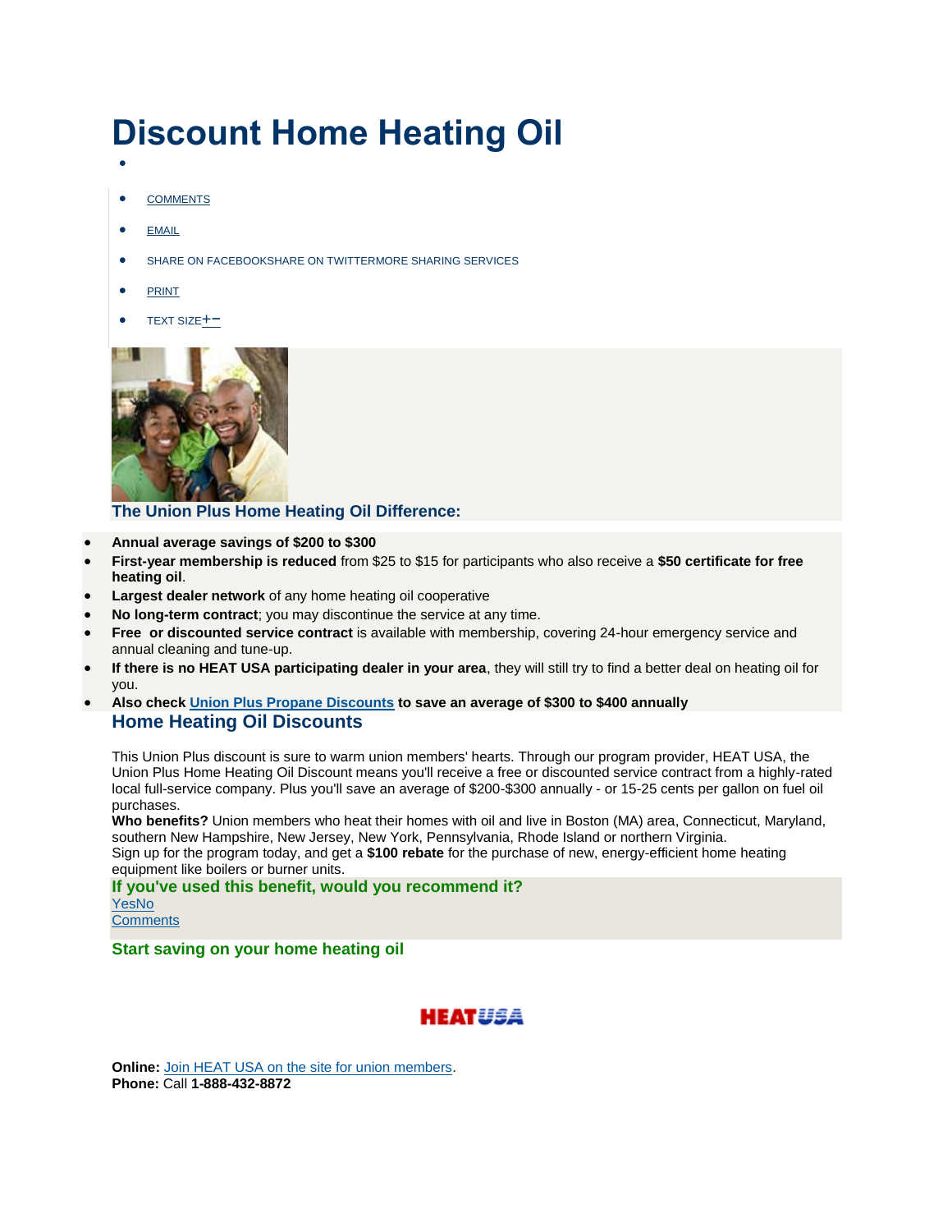# Discount Home Heating Oil

- COMMENTS
- EMAIL
- SHARE ON FACEBOOKSHARE ON TWITTERMORE SHARING SERVICES
- PRINT
- TEXT SIZE+−

### The Union Plus Home Heating Oil Difference:

- **Annual average savings of $200 to $300**
- **First-year membership is reduced** from $25 to $15 for participants who also receive a **$50 certificate for free heating oil**.
- **Largest dealer network** of any home heating oil cooperative
- **No long-term contract**; you may discontinue the service at any time.
- **Free or discounted service contract** is available with membership, covering 24-hour emergency service and annual cleaning and tune-up.
- **If there is no HEAT USA participating dealer in your area**, they will still try to find a better deal on heating oil for you.
- **Also check Union Plus Propane Discounts to save an average of $300 to $400 annually**

## Home Heating Oil Discounts

This Union Plus discount is sure to warm union members' hearts. Through our program provider, HEAT USA, the Union Plus Home Heating Oil Discount means you'll receive a free or discounted service contract from a highly-rated local full-service company. Plus you'll save an average of $200-$300 annually - or 15-25 cents per gallon on fuel oil purchases.

**Who benefits?** Union members who heat their homes with oil and live in Boston (MA) area, Connecticut, Maryland, southern New Hampshire, New Jersey, New York, Pennsylvania, Rhode Island or northern Virginia.

Sign up for the program today, and get a **$100 rebate** for the purchase of new, energy-efficient home heating equipment like boilers or burner units.

### If you've used this benefit, would you recommend it?

YesNo

Comments

### Start saving on your home heating oil

HEATUSA

**Online:** Join HEAT USA on the site for union members.

**Phone:** Call **1-888-432-8872**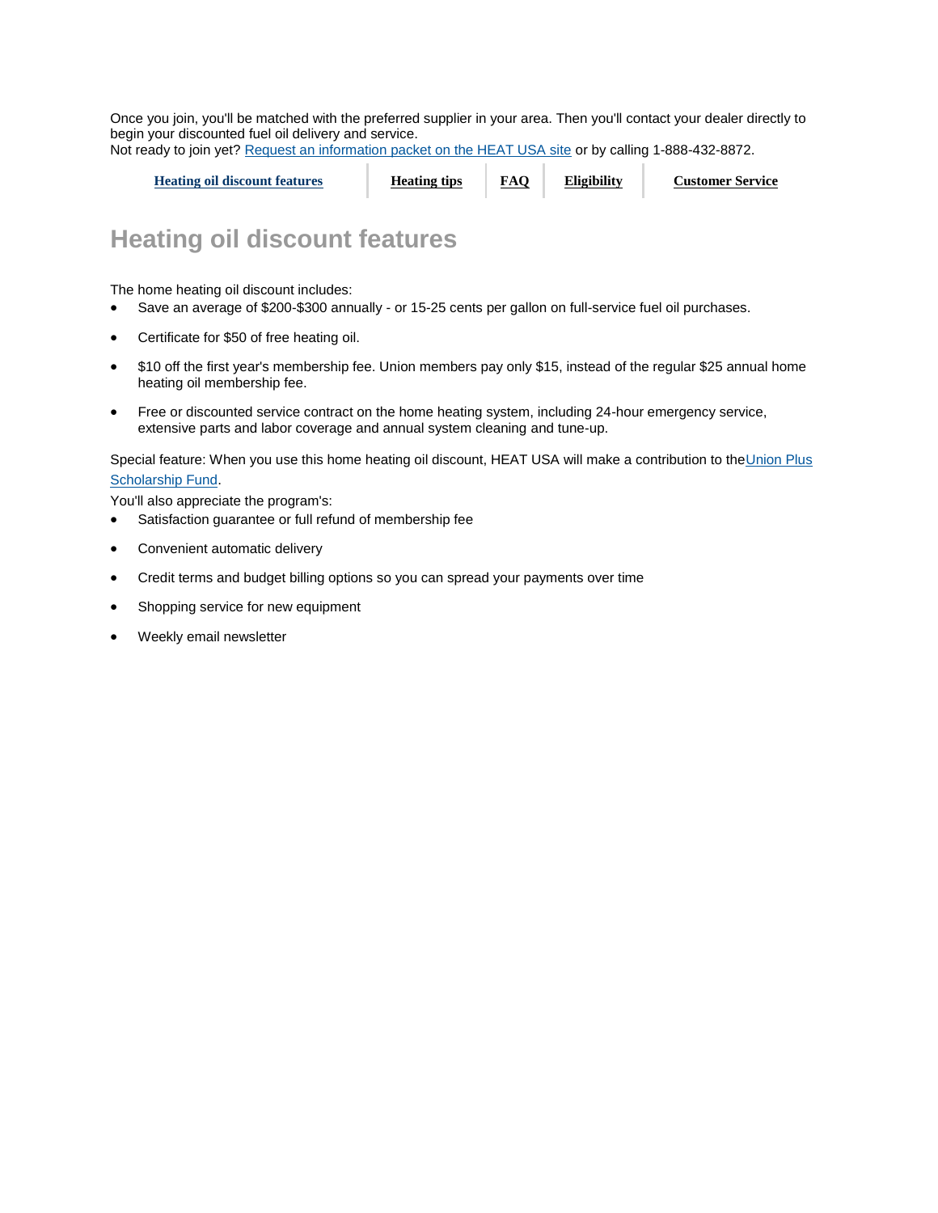Once you join, you'll be matched with the preferred supplier in your area. Then you'll contact your dealer directly to begin your discounted fuel oil delivery and service.
Not ready to join yet? Request an information packet on the HEAT USA site or by calling 1-888-432-8872.

| Heating oil discount features | Heating tips | FAQ | Eligibility | Customer Service |
|---|---|---|---|---|

## Heating oil discount features

The home heating oil discount includes:

- Save an average of $200-$300 annually - or 15-25 cents per gallon on full-service fuel oil purchases.
- Certificate for $50 of free heating oil.
- $10 off the first year's membership fee. Union members pay only $15, instead of the regular $25 annual home heating oil membership fee.
- Free or discounted service contract on the home heating system, including 24-hour emergency service, extensive parts and labor coverage and annual system cleaning and tune-up.

Special feature: When you use this home heating oil discount, HEAT USA will make a contribution to the Union Plus Scholarship Fund.

You'll also appreciate the program's:

- Satisfaction guarantee or full refund of membership fee
- Convenient automatic delivery
- Credit terms and budget billing options so you can spread your payments over time
- Shopping service for new equipment
- Weekly email newsletter